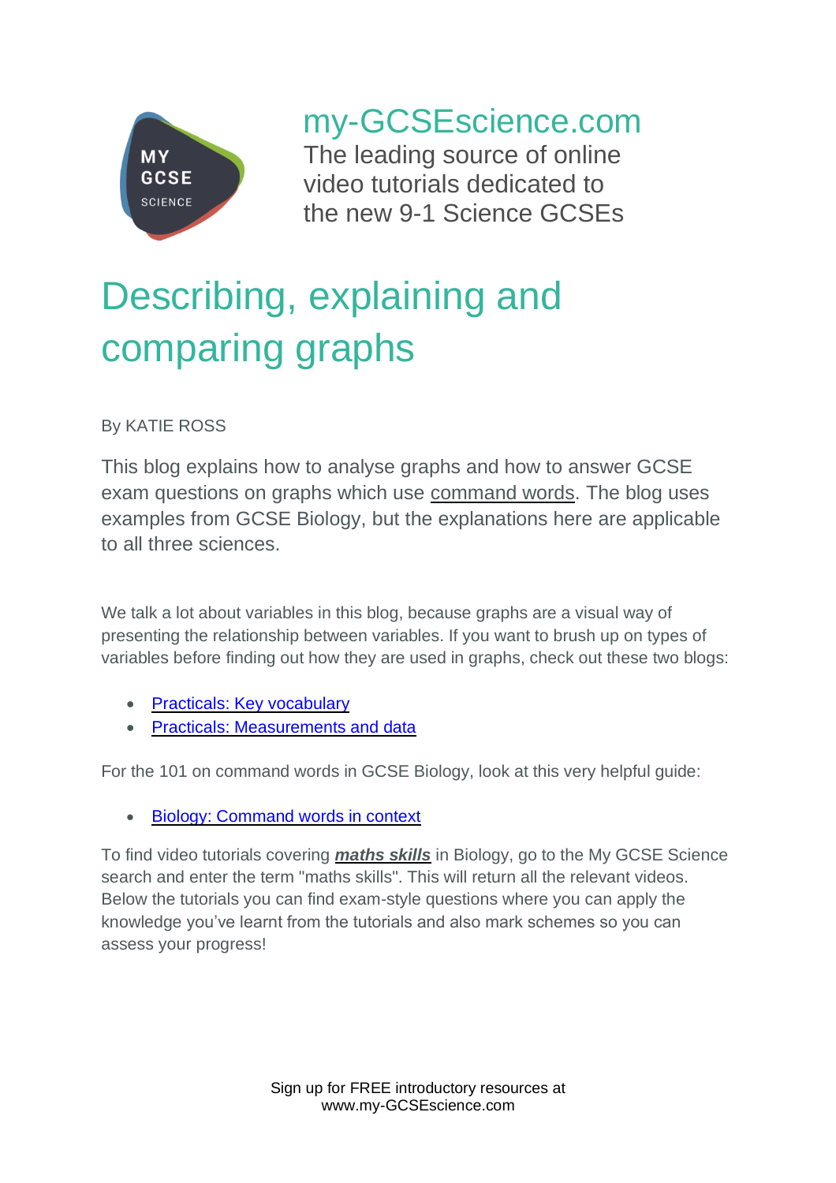my-GCSEscience.com

The leading source of online video tutorials dedicated to the new 9-1 Science GCSEs

# Describing, explaining and comparing graphs

By KATIE ROSS

This blog explains how to analyse graphs and how to answer GCSE exam questions on graphs which use command words. The blog uses examples from GCSE Biology, but the explanations here are applicable to all three sciences.

We talk a lot about variables in this blog, because graphs are a visual way of presenting the relationship between variables. If you want to brush up on types of variables before finding out how they are used in graphs, check out these two blogs:

- Practicals: Key vocabulary
- Practicals: Measurements and data

For the 101 on command words in GCSE Biology, look at this very helpful guide:

- Biology: Command words in context

To find video tutorials covering ***maths skills*** in Biology, go to the My GCSE Science search and enter the term "maths skills". This will return all the relevant videos. Below the tutorials you can find exam-style questions where you can apply the knowledge you've learnt from the tutorials and also mark schemes so you can assess your progress!

Sign up for FREE introductory resources at www.my-GCSEscience.com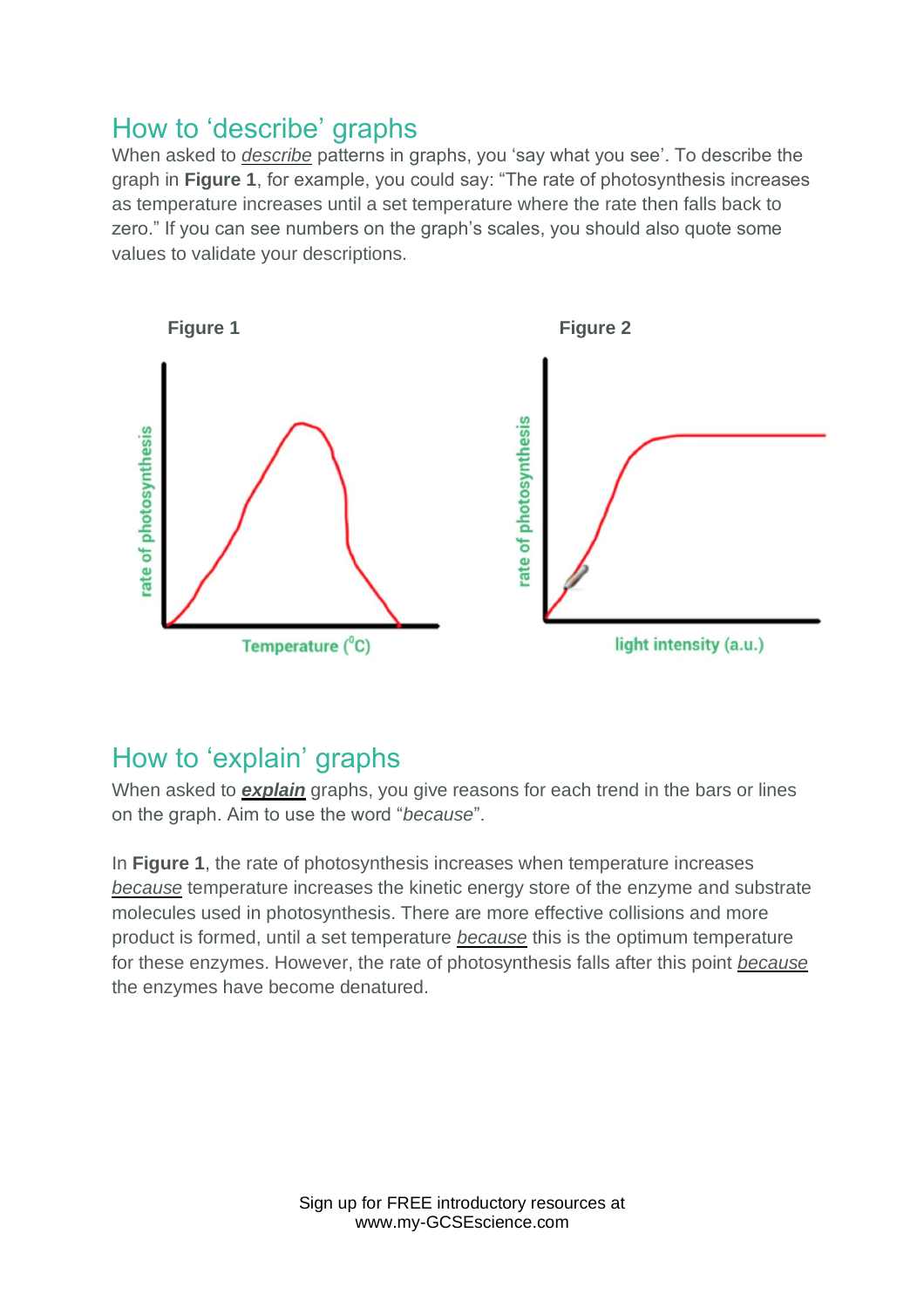## How to 'describe' graphs

When asked to *describe* patterns in graphs, you 'say what you see'. To describe the graph in **Figure 1**, for example, you could say: "The rate of photosynthesis increases as temperature increases until a set temperature where the rate then falls back to zero." If you can see numbers on the graph's scales, you should also quote some values to validate your descriptions.

**Figure 1**

**Figure 2**

## How to 'explain' graphs

When asked to ***explain*** graphs, you give reasons for each trend in the bars or lines on the graph. Aim to use the word "*because*".

In **Figure 1**, the rate of photosynthesis increases when temperature increases *because* temperature increases the kinetic energy store of the enzyme and substrate molecules used in photosynthesis. There are more effective collisions and more product is formed, until a set temperature *because* this is the optimum temperature for these enzymes. However, the rate of photosynthesis falls after this point *because* the enzymes have become denatured.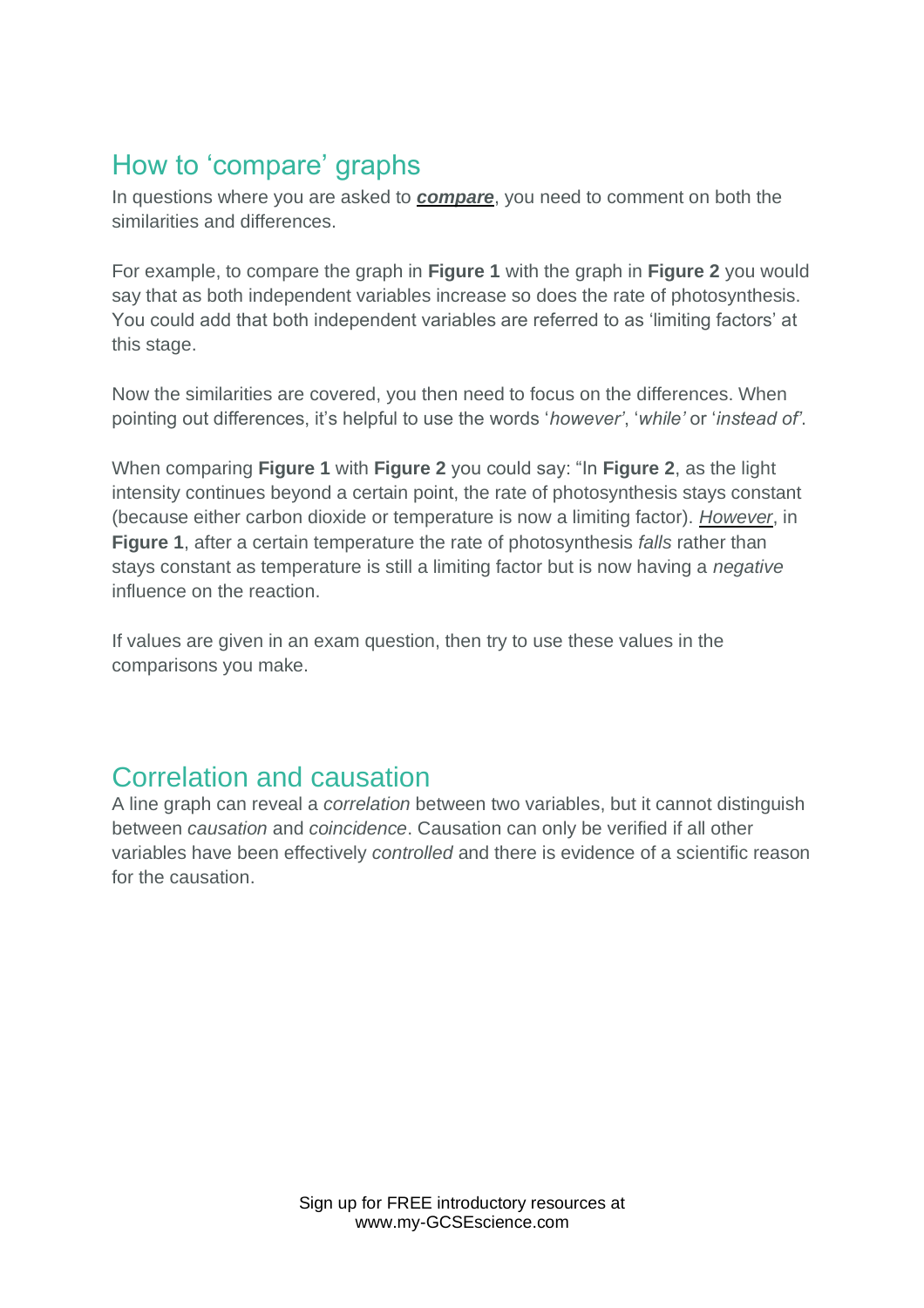## How to 'compare' graphs

In questions where you are asked to ***compare***, you need to comment on both the similarities and differences.

For example, to compare the graph in **Figure 1** with the graph in **Figure 2** you would say that as both independent variables increase so does the rate of photosynthesis. You could add that both independent variables are referred to as 'limiting factors' at this stage.

Now the similarities are covered, you then need to focus on the differences. When pointing out differences, it's helpful to use the words '*however*', '*while*' or '*instead of*'.

When comparing **Figure 1** with **Figure 2** you could say: "In **Figure 2**, as the light intensity continues beyond a certain point, the rate of photosynthesis stays constant (because either carbon dioxide or temperature is now a limiting factor). *However*, in **Figure 1**, after a certain temperature the rate of photosynthesis *falls* rather than stays constant as temperature is still a limiting factor but is now having a *negative* influence on the reaction.

If values are given in an exam question, then try to use these values in the comparisons you make.

## Correlation and causation

A line graph can reveal a *correlation* between two variables, but it cannot distinguish between *causation* and *coincidence*. Causation can only be verified if all other variables have been effectively *controlled* and there is evidence of a scientific reason for the causation.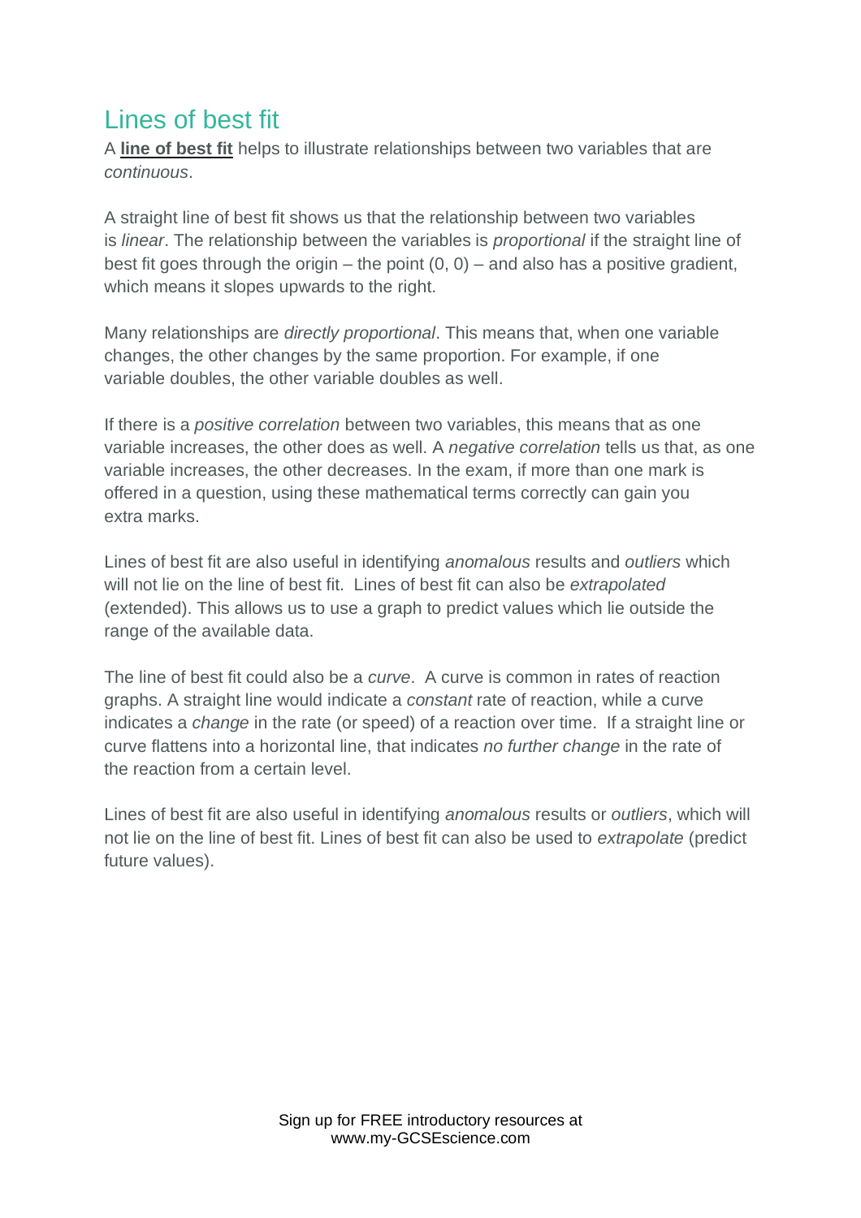## Lines of best fit

A **line of best fit** helps to illustrate relationships between two variables that are *continuous*.

A straight line of best fit shows us that the relationship between two variables is *linear*. The relationship between the variables is *proportional* if the straight line of best fit goes through the origin – the point (0, 0) – and also has a positive gradient, which means it slopes upwards to the right.

Many relationships are *directly proportional*. This means that, when one variable changes, the other changes by the same proportion. For example, if one variable doubles, the other variable doubles as well.

If there is a *positive correlation* between two variables, this means that as one variable increases, the other does as well. A *negative correlation* tells us that, as one variable increases, the other decreases. In the exam, if more than one mark is offered in a question, using these mathematical terms correctly can gain you extra marks.

Lines of best fit are also useful in identifying *anomalous* results and *outliers* which will not lie on the line of best fit. Lines of best fit can also be *extrapolated* (extended). This allows us to use a graph to predict values which lie outside the range of the available data.

The line of best fit could also be a *curve*. A curve is common in rates of reaction graphs. A straight line would indicate a *constant* rate of reaction, while a curve indicates a *change* in the rate (or speed) of a reaction over time. If a straight line or curve flattens into a horizontal line, that indicates *no further change* in the rate of the reaction from a certain level.

Lines of best fit are also useful in identifying *anomalous* results or *outliers*, which will not lie on the line of best fit. Lines of best fit can also be used to *extrapolate* (predict future values).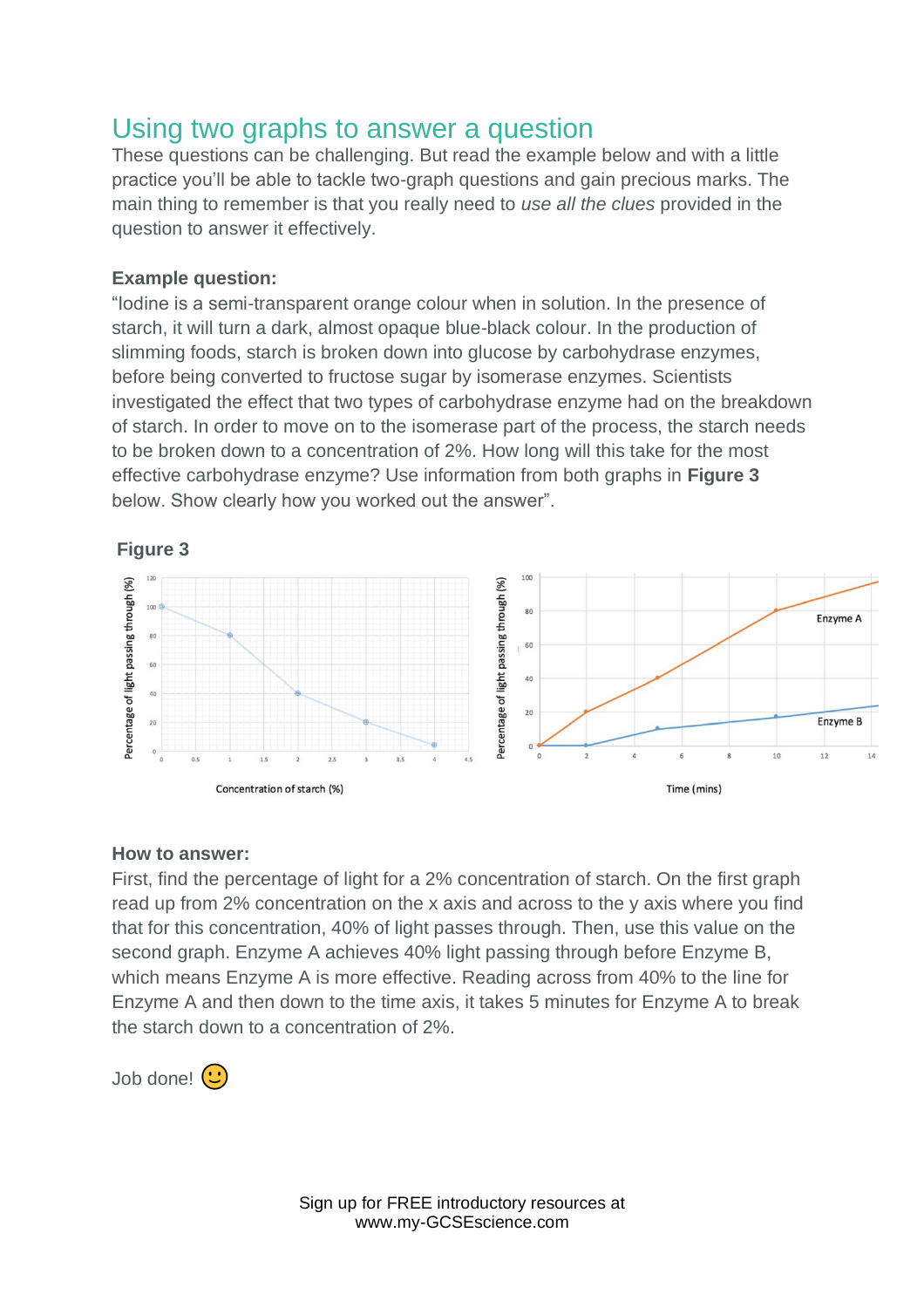# Using two graphs to answer a question

These questions can be challenging. But read the example below and with a little practice you'll be able to tackle two-graph questions and gain precious marks. The main thing to remember is that you really need to *use all the clues* provided in the question to answer it effectively.

**Example question:**

"Iodine is a semi-transparent orange colour when in solution. In the presence of starch, it will turn a dark, almost opaque blue-black colour. In the production of slimming foods, starch is broken down into glucose by carbohydrase enzymes, before being converted to fructose sugar by isomerase enzymes. Scientists investigated the effect that two types of carbohydrase enzyme had on the breakdown of starch. In order to move on to the isomerase part of the process, the starch needs to be broken down to a concentration of 2%. How long will this take for the most effective carbohydrase enzyme? Use information from both graphs in **Figure 3** below. Show clearly how you worked out the answer".

**Figure 3**

Percentage of light passing through (%)
120
100
80
60
40
20
0
0 0.5 1 1.5 2 2.5 3 3.5 4 4.5
Concentration of starch (%)

Percentage of light passing through (%)
100
80
60
40
20
0
0 2 4 6 8 10 12 14
Time (mins)
Enzyme A
Enzyme B

**How to answer:**

First, find the percentage of light for a 2% concentration of starch. On the first graph read up from 2% concentration on the x axis and across to the y axis where you find that for this concentration, 40% of light passes through. Then, use this value on the second graph. Enzyme A achieves 40% light passing through before Enzyme B, which means Enzyme A is more effective. Reading across from 40% to the line for Enzyme A and then down to the time axis, it takes 5 minutes for Enzyme A to break the starch down to a concentration of 2%.

Job done! 🙂

Sign up for FREE introductory resources at www.my-GCSEscience.com